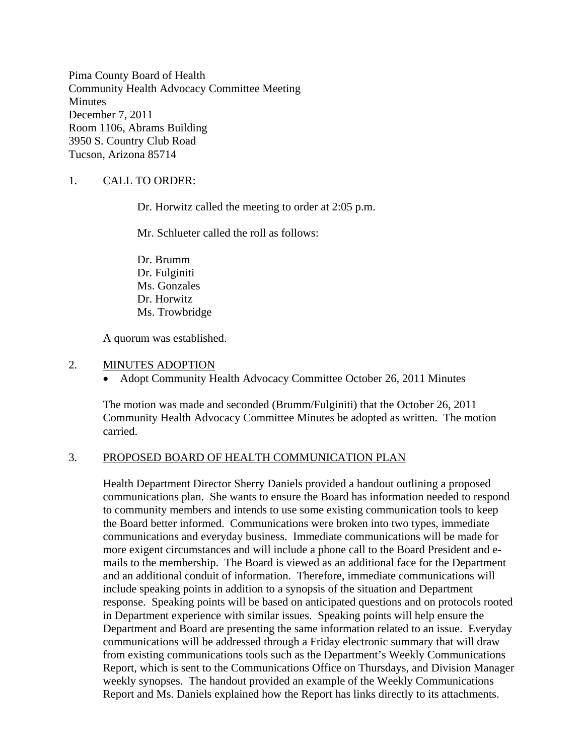Pima County Board of Health
Community Health Advocacy Committee Meeting
Minutes
December 7, 2011
Room 1106, Abrams Building
3950 S. Country Club Road
Tucson, Arizona 85714

## 1. CALL TO ORDER:

Dr. Horwitz called the meeting to order at 2:05 p.m.

Mr. Schlueter called the roll as follows:

Dr. Brumm
Dr. Fulginiti
Ms. Gonzales
Dr. Horwitz
Ms. Trowbridge

A quorum was established.

## 2. MINUTES ADOPTION

- Adopt Community Health Advocacy Committee October 26, 2011 Minutes

The motion was made and seconded (Brumm/Fulginiti) that the October 26, 2011 Community Health Advocacy Committee Minutes be adopted as written. The motion carried.

## 3. PROPOSED BOARD OF HEALTH COMMUNICATION PLAN

Health Department Director Sherry Daniels provided a handout outlining a proposed communications plan. She wants to ensure the Board has information needed to respond to community members and intends to use some existing communication tools to keep the Board better informed. Communications were broken into two types, immediate communications and everyday business. Immediate communications will be made for more exigent circumstances and will include a phone call to the Board President and e-mails to the membership. The Board is viewed as an additional face for the Department and an additional conduit of information. Therefore, immediate communications will include speaking points in addition to a synopsis of the situation and Department response. Speaking points will be based on anticipated questions and on protocols rooted in Department experience with similar issues. Speaking points will help ensure the Department and Board are presenting the same information related to an issue. Everyday communications will be addressed through a Friday electronic summary that will draw from existing communications tools such as the Department's Weekly Communications Report, which is sent to the Communications Office on Thursdays, and Division Manager weekly synopses. The handout provided an example of the Weekly Communications Report and Ms. Daniels explained how the Report has links directly to its attachments.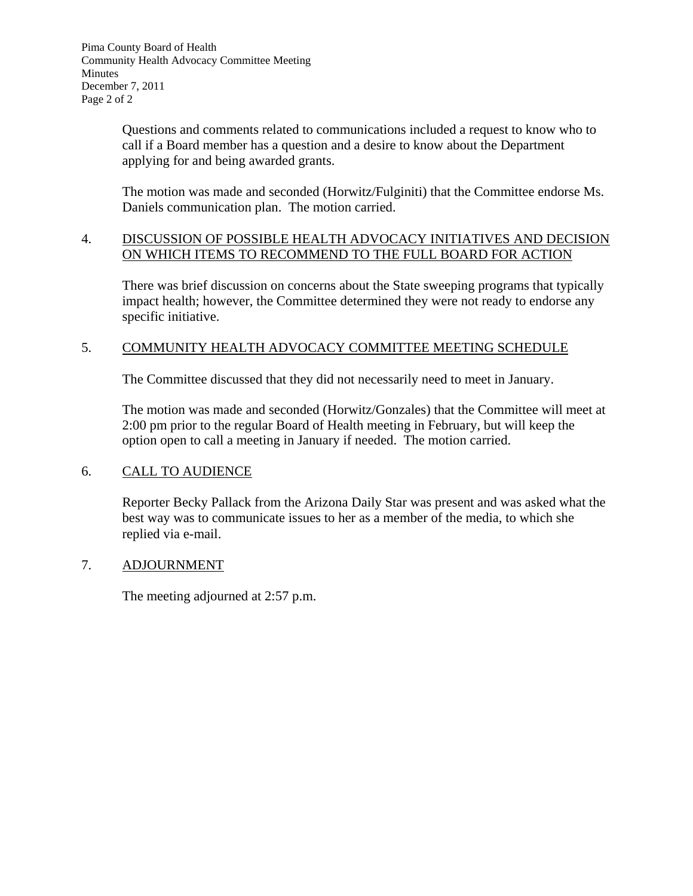Questions and comments related to communications included a request to know who to call if a Board member has a question and a desire to know about the Department applying for and being awarded grants.

The motion was made and seconded (Horwitz/Fulginiti) that the Committee endorse Ms. Daniels communication plan. The motion carried.

4. DISCUSSION OF POSSIBLE HEALTH ADVOCACY INITIATIVES AND DECISION ON WHICH ITEMS TO RECOMMEND TO THE FULL BOARD FOR ACTION

There was brief discussion on concerns about the State sweeping programs that typically impact health; however, the Committee determined they were not ready to endorse any specific initiative.

5. COMMUNITY HEALTH ADVOCACY COMMITTEE MEETING SCHEDULE

The Committee discussed that they did not necessarily need to meet in January.

The motion was made and seconded (Horwitz/Gonzales) that the Committee will meet at 2:00 pm prior to the regular Board of Health meeting in February, but will keep the option open to call a meeting in January if needed. The motion carried.

6. CALL TO AUDIENCE

Reporter Becky Pallack from the Arizona Daily Star was present and was asked what the best way was to communicate issues to her as a member of the media, to which she replied via e-mail.

7. ADJOURNMENT

The meeting adjourned at 2:57 p.m.